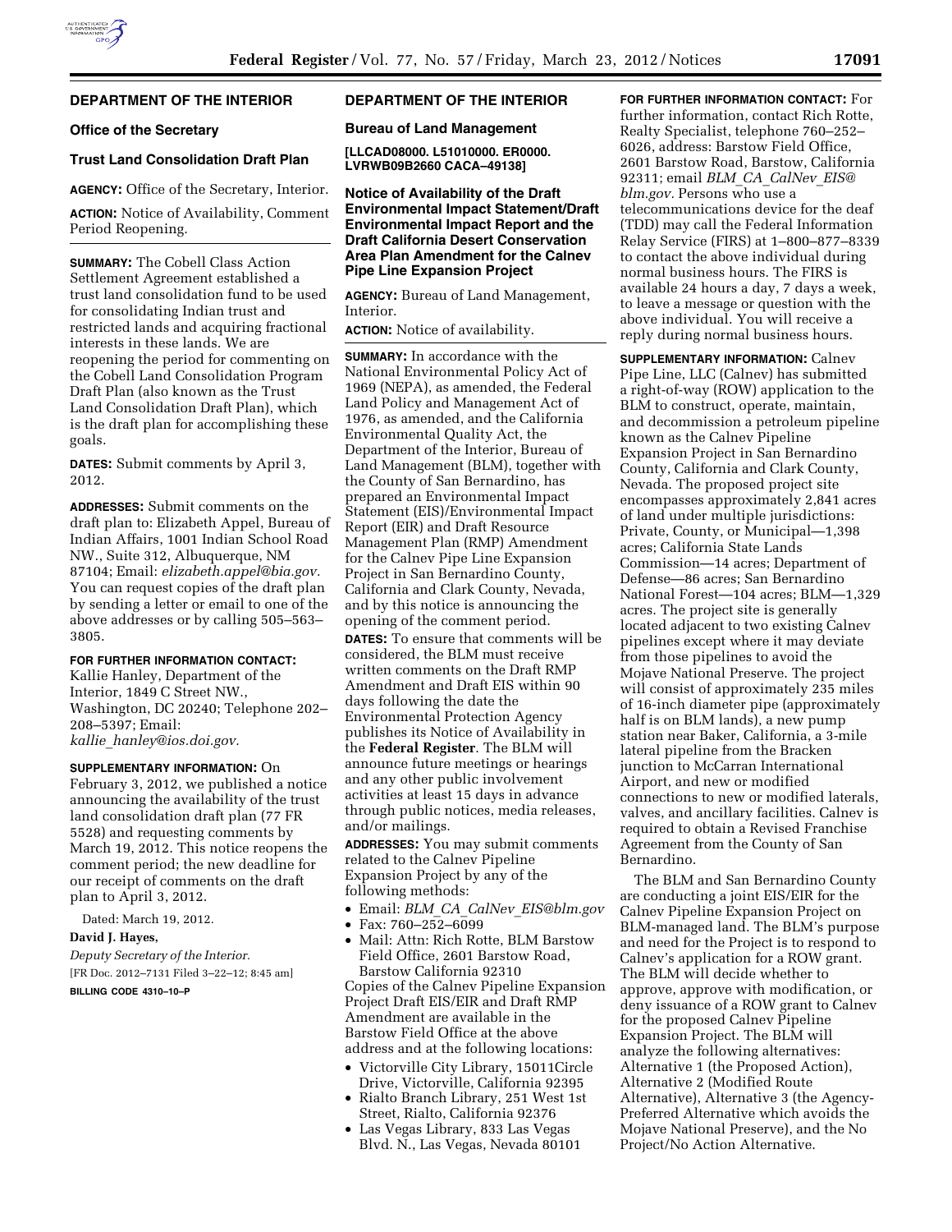## DEPARTMENT OF THE INTERIOR

### Office of the Secretary

### Trust Land Consolidation Draft Plan

**AGENCY:** Office of the Secretary, Interior.

**ACTION:** Notice of Availability, Comment Period Reopening.

**SUMMARY:** The Cobell Class Action Settlement Agreement established a trust land consolidation fund to be used for consolidating Indian trust and restricted lands and acquiring fractional interests in these lands. We are reopening the period for commenting on the Cobell Land Consolidation Program Draft Plan (also known as the Trust Land Consolidation Draft Plan), which is the draft plan for accomplishing these goals.

**DATES:** Submit comments by April 3, 2012.

**ADDRESSES:** Submit comments on the draft plan to: Elizabeth Appel, Bureau of Indian Affairs, 1001 Indian School Road NW., Suite 312, Albuquerque, NM 87104; Email: *elizabeth.appel@bia.gov*. You can request copies of the draft plan by sending a letter or email to one of the above addresses or by calling 505–563–3805.

**FOR FURTHER INFORMATION CONTACT:** Kallie Hanley, Department of the Interior, 1849 C Street NW., Washington, DC 20240; Telephone 202–208–5397; Email: *kallie_hanley@ios.doi.gov.*

**SUPPLEMENTARY INFORMATION:** On February 3, 2012, we published a notice announcing the availability of the trust land consolidation draft plan (77 FR 5528) and requesting comments by March 19, 2012. This notice reopens the comment period; the new deadline for our receipt of comments on the draft plan to April 3, 2012.

Dated: March 19, 2012.

**David J. Hayes,**

*Deputy Secretary of the Interior.*

[FR Doc. 2012–7131 Filed 3–22–12; 8:45 am]

**BILLING CODE 4310–10–P**

## DEPARTMENT OF THE INTERIOR

### Bureau of Land Management

**[LLCAD08000. L51010000. ER0000. LVRWB09B2660 CACA–49138]**

### Notice of Availability of the Draft Environmental Impact Statement/Draft Environmental Impact Report and the Draft California Desert Conservation Area Plan Amendment for the Calnev Pipe Line Expansion Project

**AGENCY:** Bureau of Land Management, Interior.

**ACTION:** Notice of availability.

**SUMMARY:** In accordance with the National Environmental Policy Act of 1969 (NEPA), as amended, the Federal Land Policy and Management Act of 1976, as amended, and the California Environmental Quality Act, the Department of the Interior, Bureau of Land Management (BLM), together with the County of San Bernardino, has prepared an Environmental Impact Statement (EIS)/Environmental Impact Report (EIR) and Draft Resource Management Plan (RMP) Amendment for the Calnev Pipe Line Expansion Project in San Bernardino County, California and Clark County, Nevada, and by this notice is announcing the opening of the comment period.

**DATES:** To ensure that comments will be considered, the BLM must receive written comments on the Draft RMP Amendment and Draft EIS within 90 days following the date the Environmental Protection Agency publishes its Notice of Availability in the **Federal Register**. The BLM will announce future meetings or hearings and any other public involvement activities at least 15 days in advance through public notices, media releases, and/or mailings.

**ADDRESSES:** You may submit comments related to the Calnev Pipeline Expansion Project by any of the following methods:

- Email: *BLM_CA_CalNev_EIS@blm.gov*
- Fax: 760–252–6099
- Mail: Attn: Rich Rotte, BLM Barstow Field Office, 2601 Barstow Road, Barstow California 92310

Copies of the Calnev Pipeline Expansion Project Draft EIS/EIR and Draft RMP Amendment are available in the Barstow Field Office at the above address and at the following locations:

- Victorville City Library, 15011Circle Drive, Victorville, California 92395
- Rialto Branch Library, 251 West 1st Street, Rialto, California 92376
- Las Vegas Library, 833 Las Vegas Blvd. N., Las Vegas, Nevada 80101

**FOR FURTHER INFORMATION CONTACT:** For further information, contact Rich Rotte, Realty Specialist, telephone 760–252–6026, address: Barstow Field Office, 2601 Barstow Road, Barstow, California 92311; email *BLM_CA_CalNev_EIS@blm.gov.* Persons who use a telecommunications device for the deaf (TDD) may call the Federal Information Relay Service (FIRS) at 1–800–877–8339 to contact the above individual during normal business hours. The FIRS is available 24 hours a day, 7 days a week, to leave a message or question with the above individual. You will receive a reply during normal business hours.

**SUPPLEMENTARY INFORMATION:** Calnev Pipe Line, LLC (Calnev) has submitted a right-of-way (ROW) application to the BLM to construct, operate, maintain, and decommission a petroleum pipeline known as the Calnev Pipeline Expansion Project in San Bernardino County, California and Clark County, Nevada. The proposed project site encompasses approximately 2,841 acres of land under multiple jurisdictions: Private, County, or Municipal—1,398 acres; California State Lands Commission—14 acres; Department of Defense—86 acres; San Bernardino National Forest—104 acres; BLM—1,329 acres. The project site is generally located adjacent to two existing Calnev pipelines except where it may deviate from those pipelines to avoid the Mojave National Preserve. The project will consist of approximately 235 miles of 16-inch diameter pipe (approximately half is on BLM lands), a new pump station near Baker, California, a 3-mile lateral pipeline from the Bracken junction to McCarran International Airport, and new or modified connections to new or modified laterals, valves, and ancillary facilities. Calnev is required to obtain a Revised Franchise Agreement from the County of San Bernardino.

The BLM and San Bernardino County are conducting a joint EIS/EIR for the Calnev Pipeline Expansion Project on BLM-managed land. The BLM's purpose and need for the Project is to respond to Calnev's application for a ROW grant. The BLM will decide whether to approve, approve with modification, or deny issuance of a ROW grant to Calnev for the proposed Calnev Pipeline Expansion Project. The BLM will analyze the following alternatives: Alternative 1 (the Proposed Action), Alternative 2 (Modified Route Alternative), Alternative 3 (the Agency-Preferred Alternative which avoids the Mojave National Preserve), and the No Project/No Action Alternative.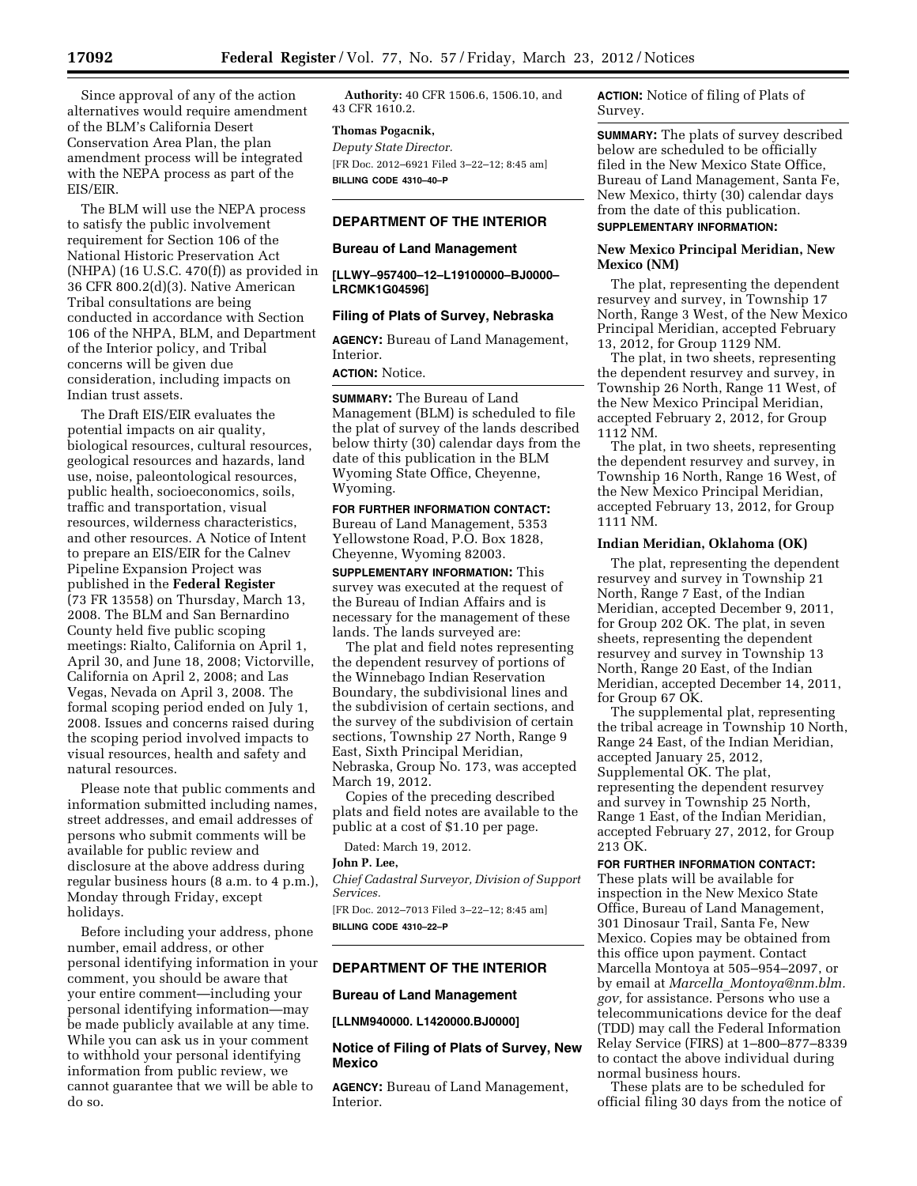Since approval of any of the action alternatives would require amendment of the BLM's California Desert Conservation Area Plan, the plan amendment process will be integrated with the NEPA process as part of the EIS/EIR.

The BLM will use the NEPA process to satisfy the public involvement requirement for Section 106 of the National Historic Preservation Act (NHPA) (16 U.S.C. 470(f)) as provided in 36 CFR 800.2(d)(3). Native American Tribal consultations are being conducted in accordance with Section 106 of the NHPA, BLM, and Department of the Interior policy, and Tribal concerns will be given due consideration, including impacts on Indian trust assets.

The Draft EIS/EIR evaluates the potential impacts on air quality, biological resources, cultural resources, geological resources and hazards, land use, noise, paleontological resources, public health, socioeconomics, soils, traffic and transportation, visual resources, wilderness characteristics, and other resources. A Notice of Intent to prepare an EIS/EIR for the Calnev Pipeline Expansion Project was published in the **Federal Register** (73 FR 13558) on Thursday, March 13, 2008. The BLM and San Bernardino County held five public scoping meetings: Rialto, California on April 1, April 30, and June 18, 2008; Victorville, California on April 2, 2008; and Las Vegas, Nevada on April 3, 2008. The formal scoping period ended on July 1, 2008. Issues and concerns raised during the scoping period involved impacts to visual resources, health and safety and natural resources.

Please note that public comments and information submitted including names, street addresses, and email addresses of persons who submit comments will be available for public review and disclosure at the above address during regular business hours (8 a.m. to 4 p.m.), Monday through Friday, except holidays.

Before including your address, phone number, email address, or other personal identifying information in your comment, you should be aware that your entire comment—including your personal identifying information—may be made publicly available at any time. While you can ask us in your comment to withhold your personal identifying information from public review, we cannot guarantee that we will be able to do so.

**Authority:** 40 CFR 1506.6, 1506.10, and 43 CFR 1610.2.

**Thomas Pogacnik,**

*Deputy State Director.*

[FR Doc. 2012–6921 Filed 3–22–12; 8:45 am]

**BILLING CODE 4310–40–P**

## DEPARTMENT OF THE INTERIOR

### Bureau of Land Management

**[LLWY–957400–12–L19100000–BJ0000–LRCMK1G04596]**

### Filing of Plats of Survey, Nebraska

**AGENCY:** Bureau of Land Management, Interior.

**ACTION:** Notice.

**SUMMARY:** The Bureau of Land Management (BLM) is scheduled to file the plat of survey of the lands described below thirty (30) calendar days from the date of this publication in the BLM Wyoming State Office, Cheyenne, Wyoming.

**FOR FURTHER INFORMATION CONTACT:** Bureau of Land Management, 5353 Yellowstone Road, P.O. Box 1828, Cheyenne, Wyoming 82003.

**SUPPLEMENTARY INFORMATION:** This survey was executed at the request of the Bureau of Indian Affairs and is necessary for the management of these lands. The lands surveyed are:

The plat and field notes representing the dependent resurvey of portions of the Winnebago Indian Reservation Boundary, the subdivisional lines and the subdivision of certain sections, and the survey of the subdivision of certain sections, Township 27 North, Range 9 East, Sixth Principal Meridian, Nebraska, Group No. 173, was accepted March 19, 2012.

Copies of the preceding described plats and field notes are available to the public at a cost of $1.10 per page.

Dated: March 19, 2012.

**John P. Lee,**

*Chief Cadastral Surveyor, Division of Support Services.*

[FR Doc. 2012–7013 Filed 3–22–12; 8:45 am]

**BILLING CODE 4310–22–P**

## DEPARTMENT OF THE INTERIOR

### Bureau of Land Management

**[LLNM940000. L1420000.BJ0000]**

### Notice of Filing of Plats of Survey, New Mexico

**AGENCY:** Bureau of Land Management, Interior.

**ACTION:** Notice of filing of Plats of Survey.

**SUMMARY:** The plats of survey described below are scheduled to be officially filed in the New Mexico State Office, Bureau of Land Management, Santa Fe, New Mexico, thirty (30) calendar days from the date of this publication.

**SUPPLEMENTARY INFORMATION:**

#### New Mexico Principal Meridian, New Mexico (NM)

The plat, representing the dependent resurvey and survey, in Township 17 North, Range 3 West, of the New Mexico Principal Meridian, accepted February 13, 2012, for Group 1129 NM.

The plat, in two sheets, representing the dependent resurvey and survey, in Township 26 North, Range 11 West, of the New Mexico Principal Meridian, accepted February 2, 2012, for Group 1112 NM.

The plat, in two sheets, representing the dependent resurvey and survey, in Township 16 North, Range 16 West, of the New Mexico Principal Meridian, accepted February 13, 2012, for Group 1111 NM.

#### Indian Meridian, Oklahoma (OK)

The plat, representing the dependent resurvey and survey in Township 21 North, Range 7 East, of the Indian Meridian, accepted December 9, 2011, for Group 202 OK. The plat, in seven sheets, representing the dependent resurvey and survey in Township 13 North, Range 20 East, of the Indian Meridian, accepted December 14, 2011, for Group 67 OK.

The supplemental plat, representing the tribal acreage in Township 10 North, Range 24 East, of the Indian Meridian, accepted January 25, 2012, Supplemental OK. The plat, representing the dependent resurvey and survey in Township 25 North, Range 1 East, of the Indian Meridian, accepted February 27, 2012, for Group 213 OK.

**FOR FURTHER INFORMATION CONTACT:** These plats will be available for inspection in the New Mexico State Office, Bureau of Land Management, 301 Dinosaur Trail, Santa Fe, New Mexico. Copies may be obtained from this office upon payment. Contact Marcella Montoya at 505–954–2097, or by email at *Marcella_Montoya@nm.blm.gov,* for assistance. Persons who use a telecommunications device for the deaf (TDD) may call the Federal Information Relay Service (FIRS) at 1–800–877–8339 to contact the above individual during normal business hours.

These plats are to be scheduled for official filing 30 days from the notice of